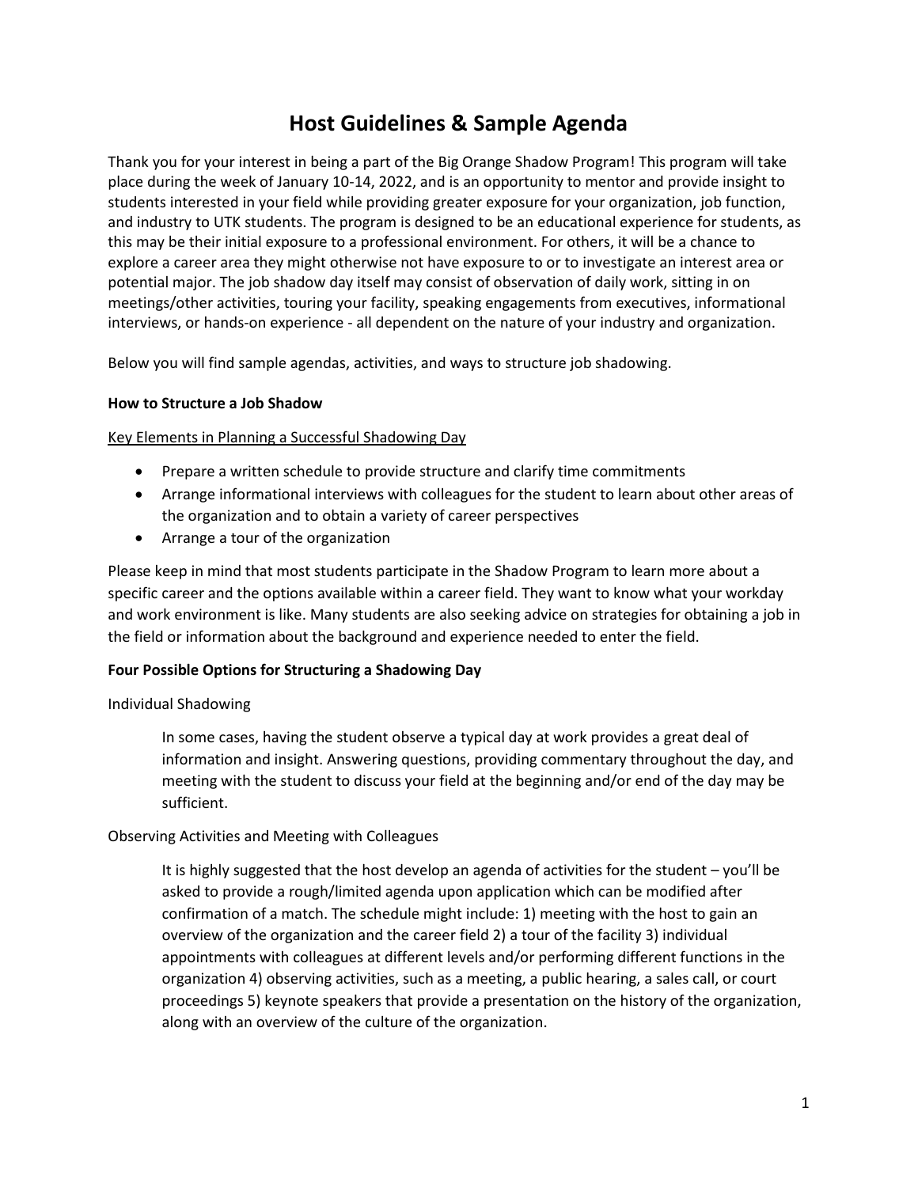# Host Guidelines & Sample Agenda

Thank you for your interest in being a part of the Big Orange Shadow Program! This program will take place during the week of January 10-14, 2022, and is an opportunity to mentor and provide insight to students interested in your field while providing greater exposure for your organization, job function, and industry to UTK students. The program is designed to be an educational experience for students, as this may be their initial exposure to a professional environment. For others, it will be a chance to explore a career area they might otherwise not have exposure to or to investigate an interest area or potential major. The job shadow day itself may consist of observation of daily work, sitting in on meetings/other activities, touring your facility, speaking engagements from executives, informational interviews, or hands-on experience - all dependent on the nature of your industry and organization.

Below you will find sample agendas, activities, and ways to structure job shadowing.

**How to Structure a Job Shadow**

Key Elements in Planning a Successful Shadowing Day

- Prepare a written schedule to provide structure and clarify time commitments
- Arrange informational interviews with colleagues for the student to learn about other areas of the organization and to obtain a variety of career perspectives
- Arrange a tour of the organization

Please keep in mind that most students participate in the Shadow Program to learn more about a specific career and the options available within a career field. They want to know what your workday and work environment is like. Many students are also seeking advice on strategies for obtaining a job in the field or information about the background and experience needed to enter the field.

**Four Possible Options for Structuring a Shadowing Day**

Individual Shadowing

> In some cases, having the student observe a typical day at work provides a great deal of information and insight. Answering questions, providing commentary throughout the day, and meeting with the student to discuss your field at the beginning and/or end of the day may be sufficient.

Observing Activities and Meeting with Colleagues

> It is highly suggested that the host develop an agenda of activities for the student – you'll be asked to provide a rough/limited agenda upon application which can be modified after confirmation of a match. The schedule might include: 1) meeting with the host to gain an overview of the organization and the career field 2) a tour of the facility 3) individual appointments with colleagues at different levels and/or performing different functions in the organization 4) observing activities, such as a meeting, a public hearing, a sales call, or court proceedings 5) keynote speakers that provide a presentation on the history of the organization, along with an overview of the culture of the organization.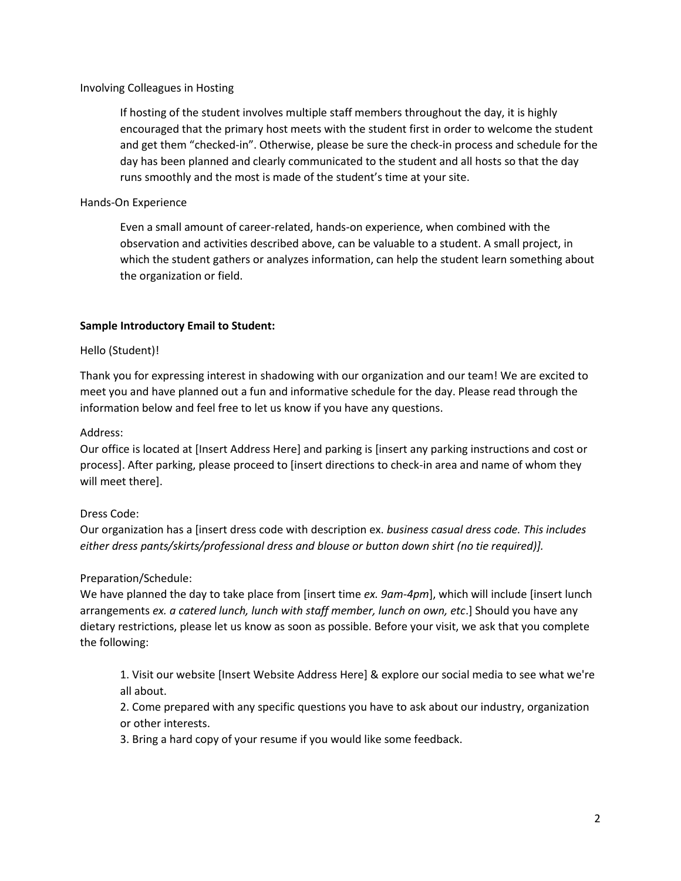Involving Colleagues in Hosting

If hosting of the student involves multiple staff members throughout the day, it is highly encouraged that the primary host meets with the student first in order to welcome the student and get them "checked-in". Otherwise, please be sure the check-in process and schedule for the day has been planned and clearly communicated to the student and all hosts so that the day runs smoothly and the most is made of the student's time at your site.

Hands-On Experience

Even a small amount of career-related, hands-on experience, when combined with the observation and activities described above, can be valuable to a student. A small project, in which the student gathers or analyzes information, can help the student learn something about the organization or field.

**Sample Introductory Email to Student:**

Hello (Student)!

Thank you for expressing interest in shadowing with our organization and our team! We are excited to meet you and have planned out a fun and informative schedule for the day. Please read through the information below and feel free to let us know if you have any questions.

Address:
Our office is located at [Insert Address Here] and parking is [insert any parking instructions and cost or process]. After parking, please proceed to [insert directions to check-in area and name of whom they will meet there].

Dress Code:
Our organization has a [insert dress code with description ex. *business casual dress code. This includes either dress pants/skirts/professional dress and blouse or button down shirt (no tie required)].*

Preparation/Schedule:
We have planned the day to take place from [insert time *ex. 9am-4pm*], which will include [insert lunch arrangements *ex. a catered lunch, lunch with staff member, lunch on own, etc*.] Should you have any dietary restrictions, please let us know as soon as possible. Before your visit, we ask that you complete the following:

1. Visit our website [Insert Website Address Here] & explore our social media to see what we're all about.
2. Come prepared with any specific questions you have to ask about our industry, organization or other interests.
3. Bring a hard copy of your resume if you would like some feedback.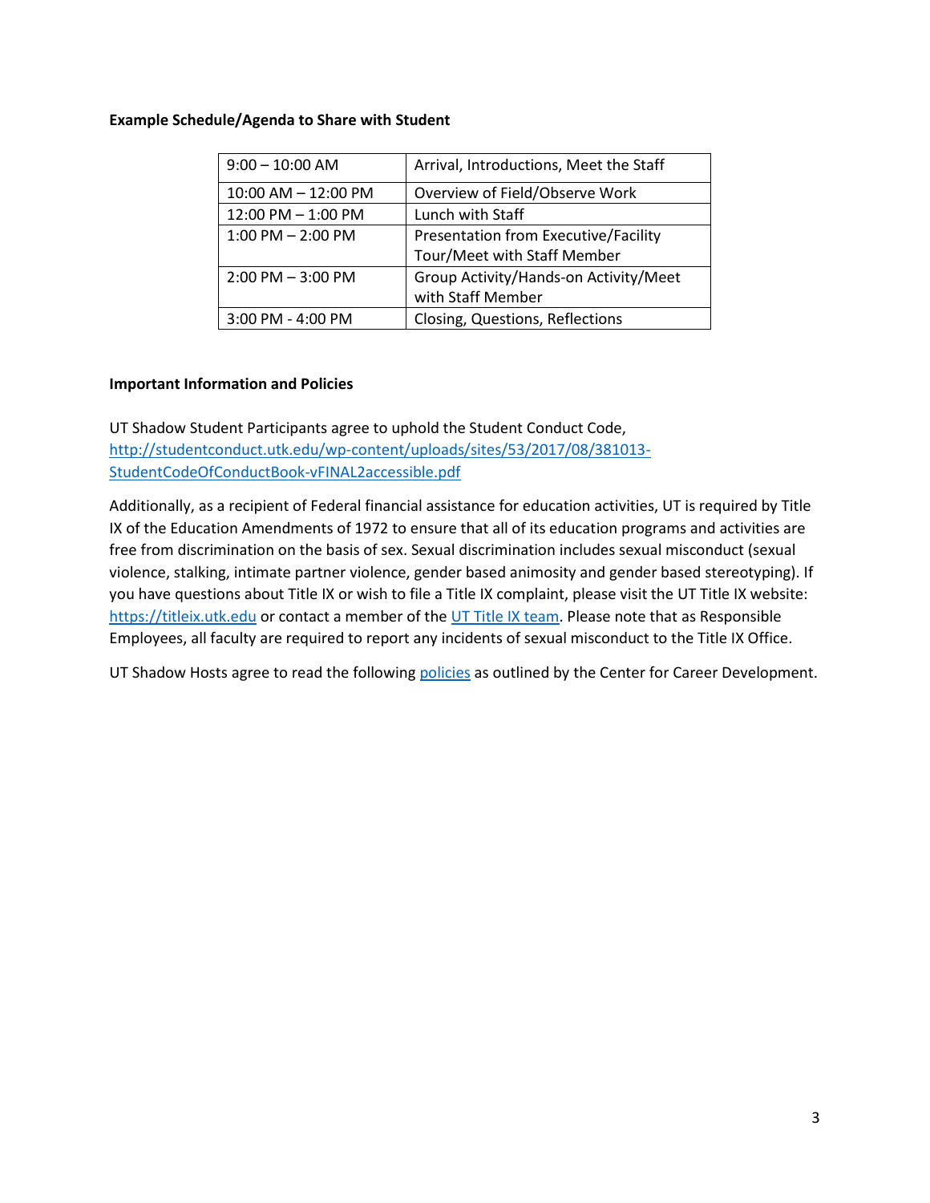**Example Schedule/Agenda to Share with Student**

| | |
|---|---|
| 9:00 – 10:00 AM | Arrival, Introductions, Meet the Staff |
| 10:00 AM – 12:00 PM | Overview of Field/Observe Work |
| 12:00 PM – 1:00 PM | Lunch with Staff |
| 1:00 PM – 2:00 PM | Presentation from Executive/Facility Tour/Meet with Staff Member |
| 2:00 PM – 3:00 PM | Group Activity/Hands-on Activity/Meet with Staff Member |
| 3:00 PM - 4:00 PM | Closing, Questions, Reflections |

**Important Information and Policies**

UT Shadow Student Participants agree to uphold the Student Conduct Code, [http://studentconduct.utk.edu/wp-content/uploads/sites/53/2017/08/381013-StudentCodeOfConductBook-vFINAL2accessible.pdf](http://studentconduct.utk.edu/wp-content/uploads/sites/53/2017/08/381013-StudentCodeOfConductBook-vFINAL2accessible.pdf)

Additionally, as a recipient of Federal financial assistance for education activities, UT is required by Title IX of the Education Amendments of 1972 to ensure that all of its education programs and activities are free from discrimination on the basis of sex. Sexual discrimination includes sexual misconduct (sexual violence, stalking, intimate partner violence, gender based animosity and gender based stereotyping). If you have questions about Title IX or wish to file a Title IX complaint, please visit the UT Title IX website: [https://titleix.utk.edu](https://titleix.utk.edu) or contact a member of the UT Title IX team. Please note that as Responsible Employees, all faculty are required to report any incidents of sexual misconduct to the Title IX Office.

UT Shadow Hosts agree to read the following policies as outlined by the Center for Career Development.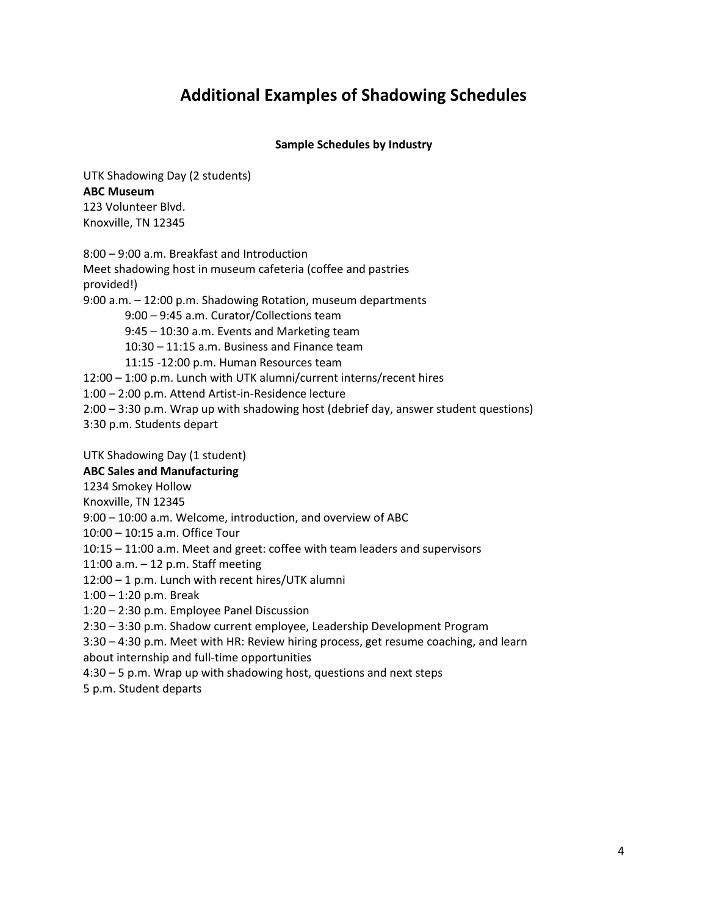# Additional Examples of Shadowing Schedules

**Sample Schedules by Industry**

UTK Shadowing Day (2 students)
**ABC Museum**
123 Volunteer Blvd.
Knoxville, TN 12345

8:00 – 9:00 a.m. Breakfast and Introduction
Meet shadowing host in museum cafeteria (coffee and pastries provided!)
9:00 a.m. – 12:00 p.m. Shadowing Rotation, museum departments
- 9:00 – 9:45 a.m. Curator/Collections team
- 9:45 – 10:30 a.m. Events and Marketing team
- 10:30 – 11:15 a.m. Business and Finance team
- 11:15 -12:00 p.m. Human Resources team

12:00 – 1:00 p.m. Lunch with UTK alumni/current interns/recent hires
1:00 – 2:00 p.m. Attend Artist-in-Residence lecture
2:00 – 3:30 p.m. Wrap up with shadowing host (debrief day, answer student questions)
3:30 p.m. Students depart

UTK Shadowing Day (1 student)
**ABC Sales and Manufacturing**
1234 Smokey Hollow
Knoxville, TN 12345
9:00 – 10:00 a.m. Welcome, introduction, and overview of ABC
10:00 – 10:15 a.m. Office Tour
10:15 – 11:00 a.m. Meet and greet: coffee with team leaders and supervisors
11:00 a.m. – 12 p.m. Staff meeting
12:00 – 1 p.m. Lunch with recent hires/UTK alumni
1:00 – 1:20 p.m. Break
1:20 – 2:30 p.m. Employee Panel Discussion
2:30 – 3:30 p.m. Shadow current employee, Leadership Development Program
3:30 – 4:30 p.m. Meet with HR: Review hiring process, get resume coaching, and learn about internship and full-time opportunities
4:30 – 5 p.m. Wrap up with shadowing host, questions and next steps
5 p.m. Student departs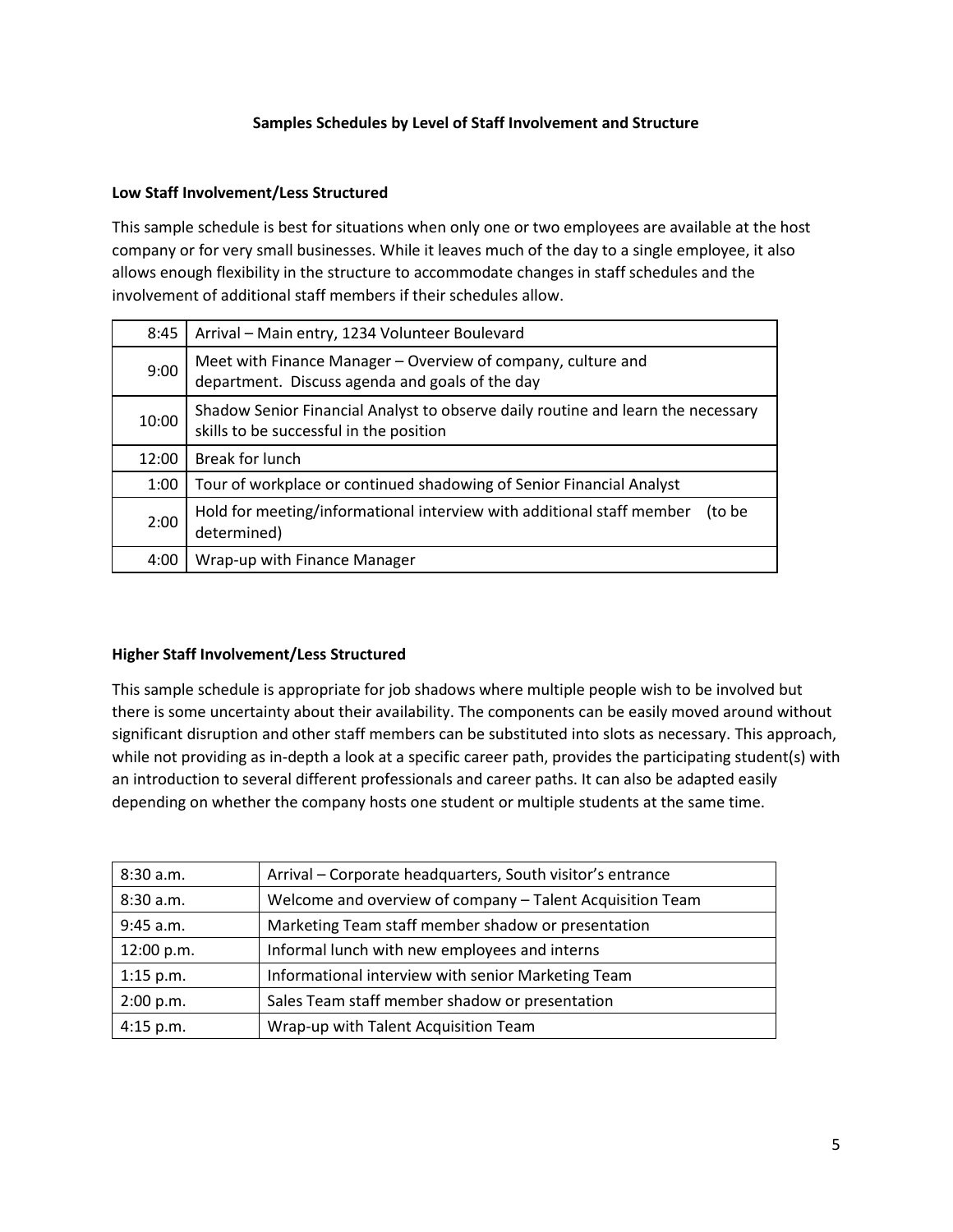## Samples Schedules by Level of Staff Involvement and Structure

### Low Staff Involvement/Less Structured

This sample schedule is best for situations when only one or two employees are available at the host company or for very small businesses. While it leaves much of the day to a single employee, it also allows enough flexibility in the structure to accommodate changes in staff schedules and the involvement of additional staff members if their schedules allow.

| | |
|---|---|
| 8:45 | Arrival – Main entry, 1234 Volunteer Boulevard |
| 9:00 | Meet with Finance Manager – Overview of company, culture and department. Discuss agenda and goals of the day |
| 10:00 | Shadow Senior Financial Analyst to observe daily routine and learn the necessary skills to be successful in the position |
| 12:00 | Break for lunch |
| 1:00 | Tour of workplace or continued shadowing of Senior Financial Analyst |
| 2:00 | Hold for meeting/informational interview with additional staff member (to be determined) |
| 4:00 | Wrap-up with Finance Manager |

### Higher Staff Involvement/Less Structured

This sample schedule is appropriate for job shadows where multiple people wish to be involved but there is some uncertainty about their availability. The components can be easily moved around without significant disruption and other staff members can be substituted into slots as necessary. This approach, while not providing as in-depth a look at a specific career path, provides the participating student(s) with an introduction to several different professionals and career paths. It can also be adapted easily depending on whether the company hosts one student or multiple students at the same time.

| | |
|---|---|
| 8:30 a.m. | Arrival – Corporate headquarters, South visitor's entrance |
| 8:30 a.m. | Welcome and overview of company – Talent Acquisition Team |
| 9:45 a.m. | Marketing Team staff member shadow or presentation |
| 12:00 p.m. | Informal lunch with new employees and interns |
| 1:15 p.m. | Informational interview with senior Marketing Team |
| 2:00 p.m. | Sales Team staff member shadow or presentation |
| 4:15 p.m. | Wrap-up with Talent Acquisition Team |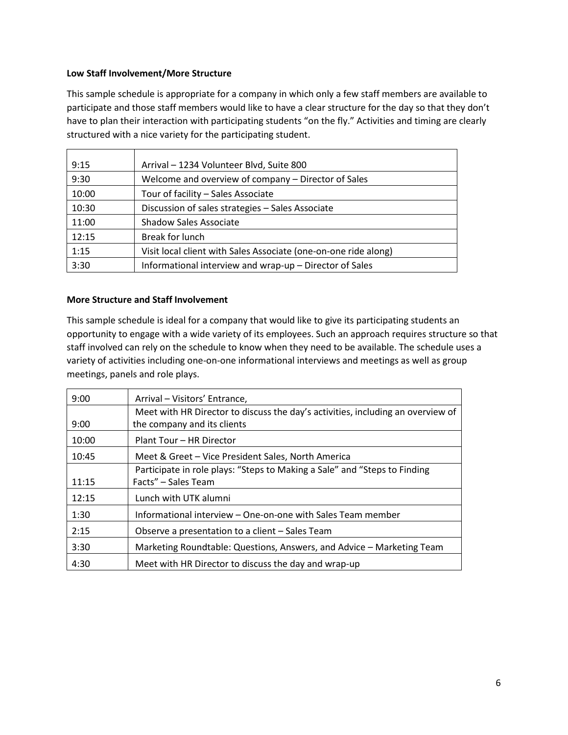**Low Staff Involvement/More Structure**

This sample schedule is appropriate for a company in which only a few staff members are available to participate and those staff members would like to have a clear structure for the day so that they don't have to plan their interaction with participating students "on the fly." Activities and timing are clearly structured with a nice variety for the participating student.

| | |
|---|---|
| 9:15 | Arrival – 1234 Volunteer Blvd, Suite 800 |
| 9:30 | Welcome and overview of company – Director of Sales |
| 10:00 | Tour of facility – Sales Associate |
| 10:30 | Discussion of sales strategies – Sales Associate |
| 11:00 | Shadow Sales Associate |
| 12:15 | Break for lunch |
| 1:15 | Visit local client with Sales Associate (one-on-one ride along) |
| 3:30 | Informational interview and wrap-up – Director of Sales |

**More Structure and Staff Involvement**

This sample schedule is ideal for a company that would like to give its participating students an opportunity to engage with a wide variety of its employees. Such an approach requires structure so that staff involved can rely on the schedule to know when they need to be available. The schedule uses a variety of activities including one-on-one informational interviews and meetings as well as group meetings, panels and role plays.

| | |
|---|---|
| 9:00 | Arrival – Visitors' Entrance, |
| 9:00 | Meet with HR Director to discuss the day's activities, including an overview of the company and its clients |
| 10:00 | Plant Tour – HR Director |
| 10:45 | Meet & Greet – Vice President Sales, North America |
| 11:15 | Participate in role plays: "Steps to Making a Sale" and "Steps to Finding Facts" – Sales Team |
| 12:15 | Lunch with UTK alumni |
| 1:30 | Informational interview – One-on-one with Sales Team member |
| 2:15 | Observe a presentation to a client – Sales Team |
| 3:30 | Marketing Roundtable: Questions, Answers, and Advice – Marketing Team |
| 4:30 | Meet with HR Director to discuss the day and wrap-up |